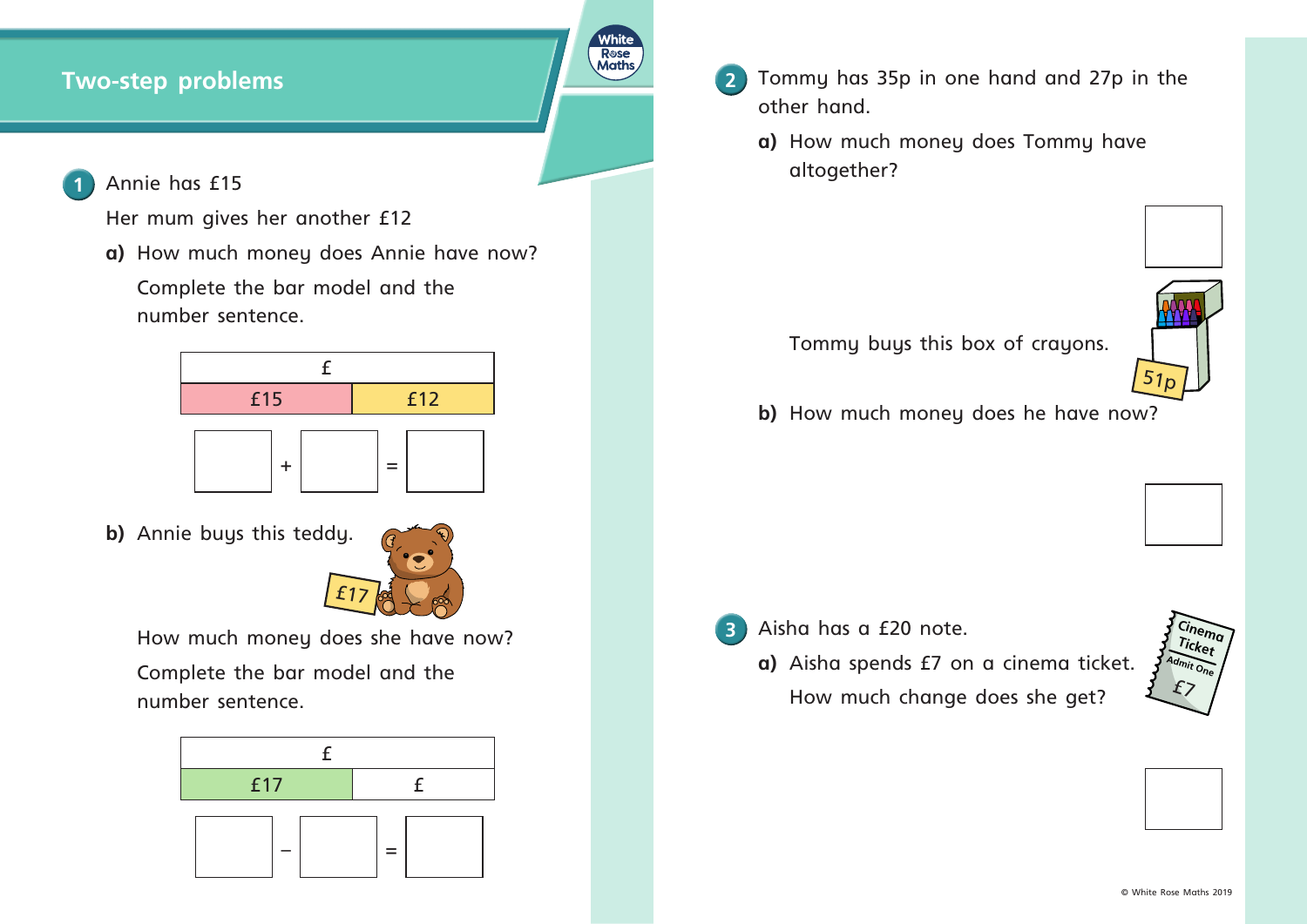# Two-step problems

**1** Annie has £15

Her mum gives her another £12

**a)** How much money does Annie have now?

Complete the bar model and the number sentence.

| £ | |
|---|---|
| £15 | £12 |

☐ + ☐ = ☐

**b)** Annie buys this teddy.

£17

How much money does she have now?

Complete the bar model and the number sentence.

| £ | |
|---|---|
| £17 | £ |

☐ − ☐ = ☐

**2** Tommy has 35p in one hand and 27p in the other hand.

**a)** How much money does Tommy have altogether?

☐

Tommy buys this box of crayons.

51p

**b)** How much money does he have now?

☐

**3** Aisha has a £20 note.

**a)** Aisha spends £7 on a cinema ticket.

How much change does she get?

Cinema Ticket Admit One £7

☐

© White Rose Maths 2019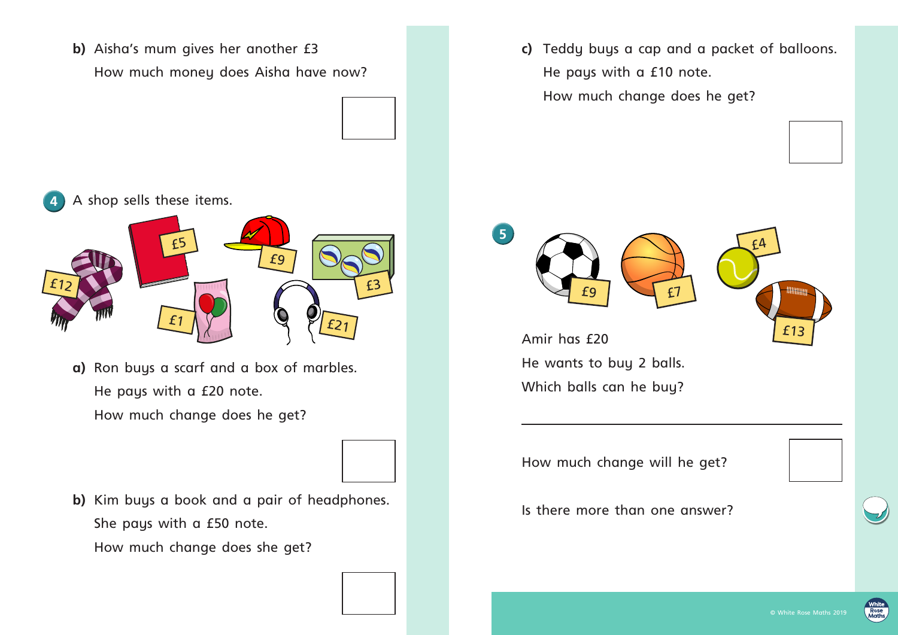**b)** Aisha's mum gives her another £3

How much money does Aisha have now?

**4** A shop sells these items.

£12

£5

£1

£9

£21

£3

**a)** Ron buys a scarf and a box of marbles.

He pays with a £20 note.

How much change does he get?

**b)** Kim buys a book and a pair of headphones.

She pays with a £50 note.

How much change does she get?

**c)** Teddy buys a cap and a packet of balloons.

He pays with a £10 note.

How much change does he get?

**5**

£9

£7

£4

£13

Amir has £20

He wants to buy 2 balls.

Which balls can he buy?

How much change will he get?

Is there more than one answer?